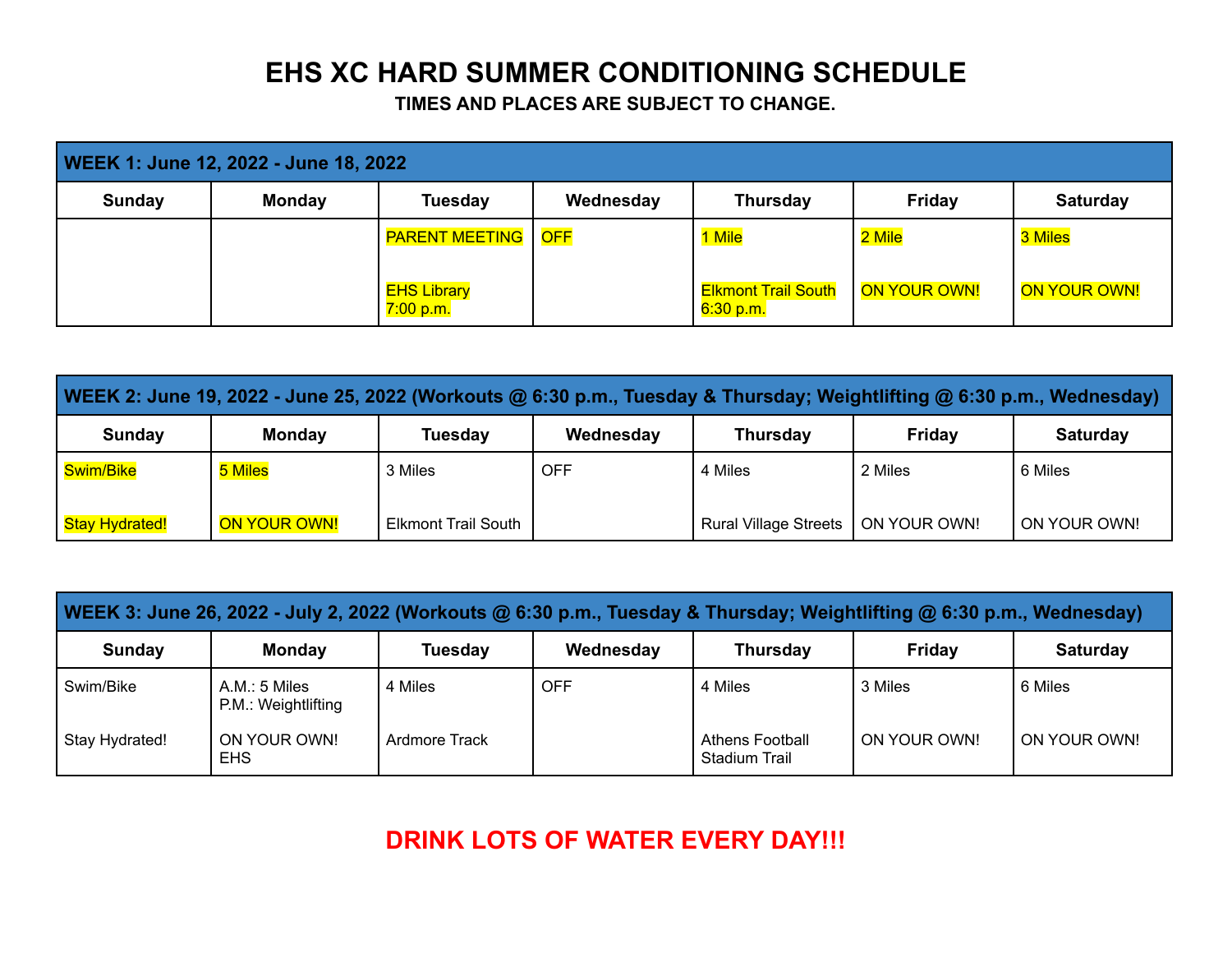# EHS XC HARD SUMMER CONDITIONING SCHEDULE

**TIMES AND PLACES ARE SUBJECT TO CHANGE.**

| **WEEK 1: June 12, 2022 - June 18, 2022** | | | | | | |
|---|---|---|---|---|---|---|
| **Sunday** | **Monday** | **Tuesday** | **Wednesday** | **Thursday** | **Friday** | **Saturday** |
| | | PARENT MEETING<br><br>EHS Library<br>7:00 p.m. | OFF | 1 Mile<br><br>Elkmont Trail South<br>6:30 p.m. | 2 Mile<br><br>ON YOUR OWN! | 3 Miles<br><br>ON YOUR OWN! |

| **WEEK 2: June 19, 2022 - June 25, 2022 (Workouts @ 6:30 p.m., Tuesday & Thursday; Weightlifting @ 6:30 p.m., Wednesday)** | | | | | | |
|---|---|---|---|---|---|---|
| **Sunday** | **Monday** | **Tuesday** | **Wednesday** | **Thursday** | **Friday** | **Saturday** |
| Swim/Bike<br><br>Stay Hydrated! | 5 Miles<br><br>ON YOUR OWN! | 3 Miles<br><br>Elkmont Trail South | OFF | 4 Miles<br><br>Rural Village Streets | 2 Miles<br><br>ON YOUR OWN! | 6 Miles<br><br>ON YOUR OWN! |

| **WEEK 3: June 26, 2022 - July 2, 2022 (Workouts @ 6:30 p.m., Tuesday & Thursday; Weightlifting @ 6:30 p.m., Wednesday)** | | | | | | |
|---|---|---|---|---|---|---|
| **Sunday** | **Monday** | **Tuesday** | **Wednesday** | **Thursday** | **Friday** | **Saturday** |
| Swim/Bike<br><br>Stay Hydrated! | A.M.: 5 Miles<br>P.M.: Weightlifting<br><br>ON YOUR OWN!<br>EHS | 4 Miles<br><br>Ardmore Track | OFF | 4 Miles<br><br>Athens Football Stadium Trail | 3 Miles<br><br>ON YOUR OWN! | 6 Miles<br><br>ON YOUR OWN! |

**DRINK LOTS OF WATER EVERY DAY!!!**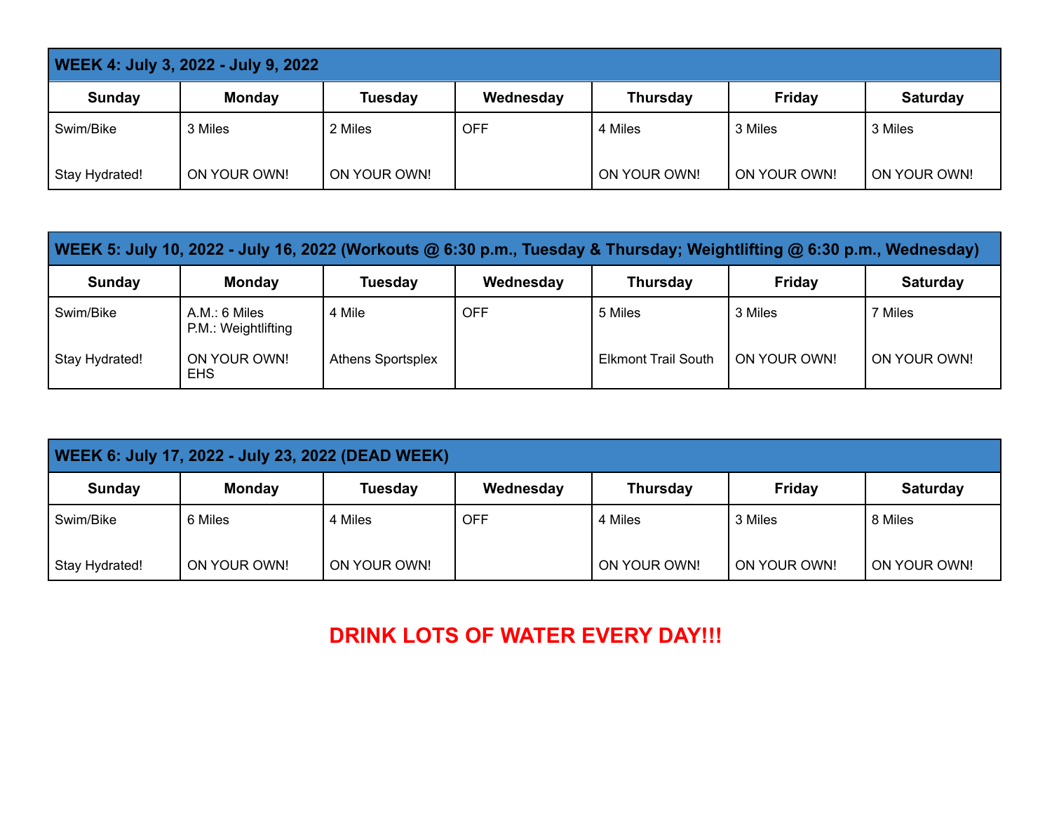| WEEK 4: July 3, 2022 - July 9, 2022 | | | | | | |
|---|---|---|---|---|---|---|
| **Sunday** | **Monday** | **Tuesday** | **Wednesday** | **Thursday** | **Friday** | **Saturday** |
| Swim/Bike<br><br>Stay Hydrated! | 3 Miles<br><br>ON YOUR OWN! | 2 Miles<br><br>ON YOUR OWN! | OFF | 4 Miles<br><br>ON YOUR OWN! | 3 Miles<br><br>ON YOUR OWN! | 3 Miles<br><br>ON YOUR OWN! |

| WEEK 5: July 10, 2022 - July 16, 2022 (Workouts @ 6:30 p.m., Tuesday & Thursday; Weightlifting @ 6:30 p.m., Wednesday) | | | | | | |
|---|---|---|---|---|---|---|
| **Sunday** | **Monday** | **Tuesday** | **Wednesday** | **Thursday** | **Friday** | **Saturday** |
| Swim/Bike<br><br>Stay Hydrated! | A.M.: 6 Miles<br>P.M.: Weightlifting<br><br>ON YOUR OWN!<br>EHS | 4 Mile<br><br>Athens Sportsplex | OFF | 5 Miles<br><br>Elkmont Trail South | 3 Miles<br><br>ON YOUR OWN! | 7 Miles<br><br>ON YOUR OWN! |

| WEEK 6: July 17, 2022 - July 23, 2022 (DEAD WEEK) | | | | | | |
|---|---|---|---|---|---|---|
| **Sunday** | **Monday** | **Tuesday** | **Wednesday** | **Thursday** | **Friday** | **Saturday** |
| Swim/Bike<br><br>Stay Hydrated! | 6 Miles<br><br>ON YOUR OWN! | 4 Miles<br><br>ON YOUR OWN! | OFF | 4 Miles<br><br>ON YOUR OWN! | 3 Miles<br><br>ON YOUR OWN! | 8 Miles<br><br>ON YOUR OWN! |

**DRINK LOTS OF WATER EVERY DAY!!!**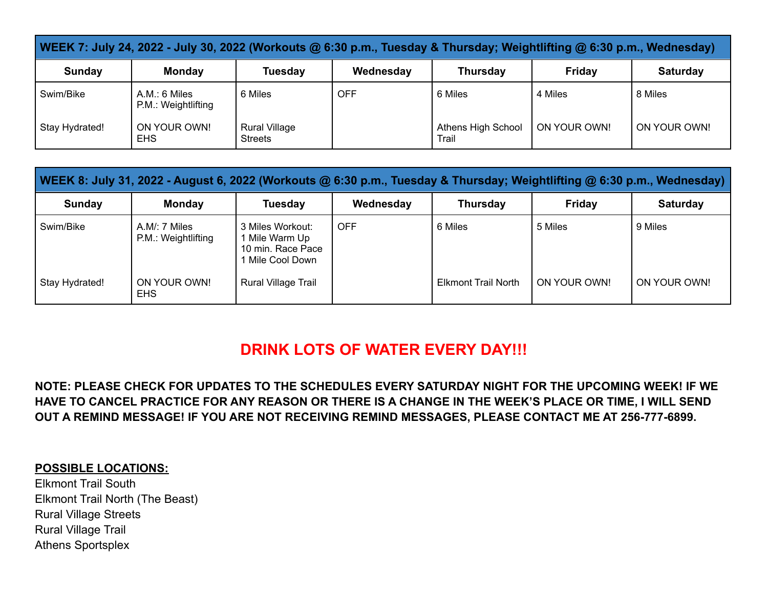| WEEK 7: July 24, 2022 - July 30, 2022 (Workouts @ 6:30 p.m., Tuesday & Thursday; Weightlifting @ 6:30 p.m., Wednesday) | | | | | | |
|---|---|---|---|---|---|---|
| **Sunday** | **Monday** | **Tuesday** | **Wednesday** | **Thursday** | **Friday** | **Saturday** |
| Swim/Bike<br><br>Stay Hydrated! | A.M.: 6 Miles<br>P.M.: Weightlifting<br><br>ON YOUR OWN!<br>EHS | 6 Miles<br><br>Rural Village Streets | OFF | 6 Miles<br><br>Athens High School Trail | 4 Miles<br><br>ON YOUR OWN! | 8 Miles<br><br>ON YOUR OWN! |

| WEEK 8: July 31, 2022 - August 6, 2022 (Workouts @ 6:30 p.m., Tuesday & Thursday; Weightlifting @ 6:30 p.m., Wednesday) | | | | | | |
|---|---|---|---|---|---|---|
| **Sunday** | **Monday** | **Tuesday** | **Wednesday** | **Thursday** | **Friday** | **Saturday** |
| Swim/Bike<br><br>Stay Hydrated! | A.M/: 7 Miles<br>P.M.: Weightlifting<br><br>ON YOUR OWN!<br>EHS | 3 Miles Workout:<br>1 Mile Warm Up<br>10 min. Race Pace<br>1 Mile Cool Down<br><br>Rural Village Trail | OFF | 6 Miles<br><br>Elkmont Trail North | 5 Miles<br><br>ON YOUR OWN! | 9 Miles<br><br>ON YOUR OWN! |

## DRINK LOTS OF WATER EVERY DAY!!!

**NOTE: PLEASE CHECK FOR UPDATES TO THE SCHEDULES EVERY SATURDAY NIGHT FOR THE UPCOMING WEEK! IF WE HAVE TO CANCEL PRACTICE FOR ANY REASON OR THERE IS A CHANGE IN THE WEEK'S PLACE OR TIME, I WILL SEND OUT A REMIND MESSAGE! IF YOU ARE NOT RECEIVING REMIND MESSAGES, PLEASE CONTACT ME AT 256-777-6899.**

**POSSIBLE LOCATIONS:**

Elkmont Trail South
Elkmont Trail North (The Beast)
Rural Village Streets
Rural Village Trail
Athens Sportsplex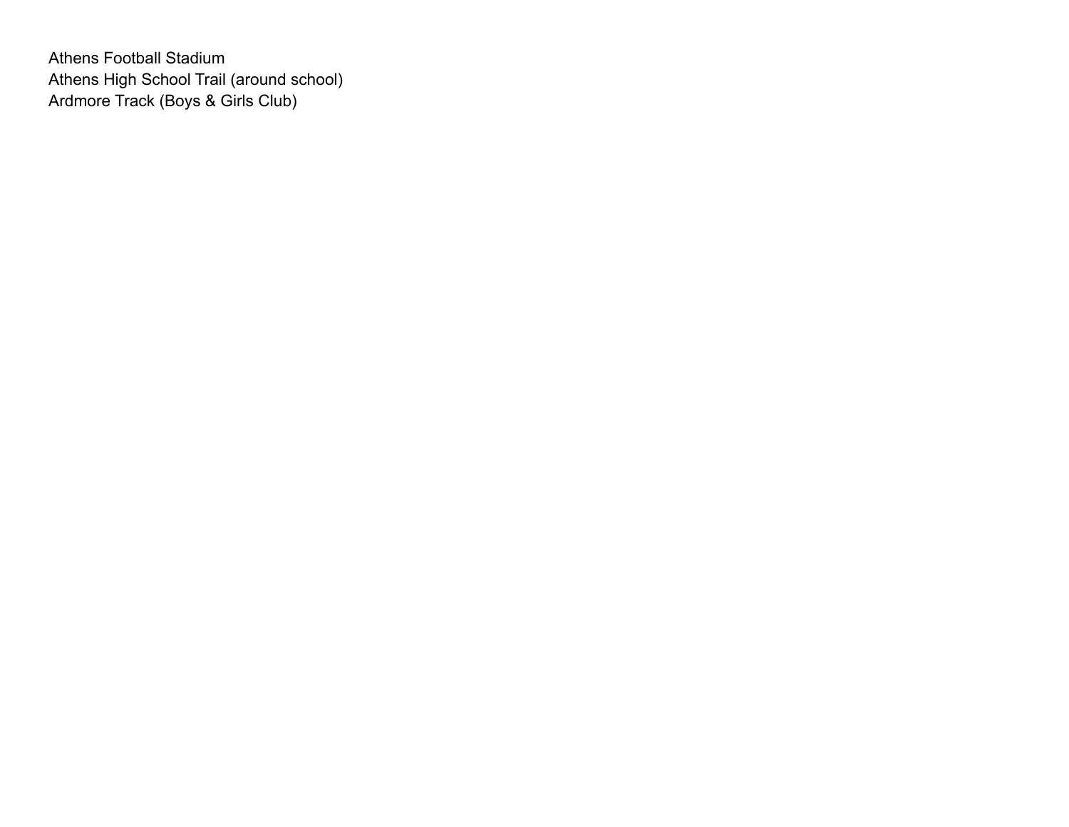Athens Football Stadium
Athens High School Trail (around school)
Ardmore Track (Boys & Girls Club)